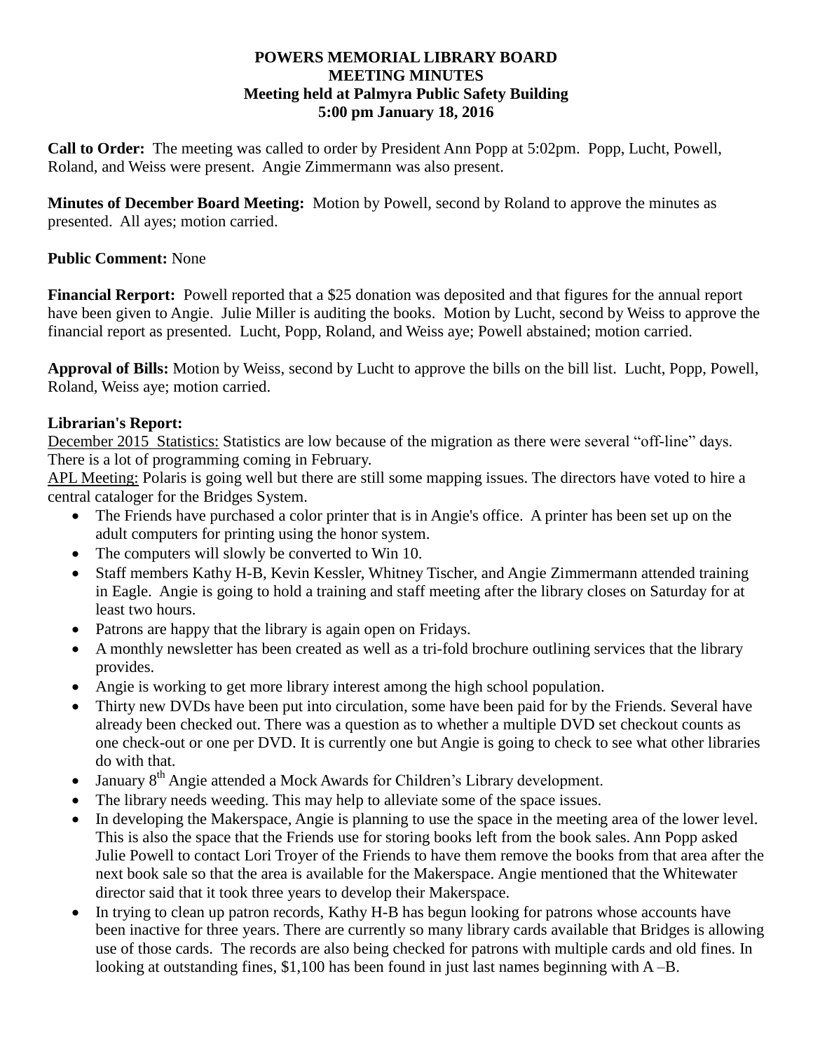**POWERS MEMORIAL LIBRARY BOARD**
**MEETING MINUTES**
**Meeting held at Palmyra Public Safety Building**
**5:00 pm January 18, 2016**

**Call to Order:** The meeting was called to order by President Ann Popp at 5:02pm. Popp, Lucht, Powell, Roland, and Weiss were present. Angie Zimmermann was also present.

**Minutes of December Board Meeting:** Motion by Powell, second by Roland to approve the minutes as presented. All ayes; motion carried.

**Public Comment:** None

**Financial Rerport:** Powell reported that a $25 donation was deposited and that figures for the annual report have been given to Angie. Julie Miller is auditing the books. Motion by Lucht, second by Weiss to approve the financial report as presented. Lucht, Popp, Roland, and Weiss aye; Powell abstained; motion carried.

**Approval of Bills:** Motion by Weiss, second by Lucht to approve the bills on the bill list. Lucht, Popp, Powell, Roland, Weiss aye; motion carried.

**Librarian's Report:**

December 2015 Statistics: Statistics are low because of the migration as there were several "off-line" days. There is a lot of programming coming in February.

APL Meeting: Polaris is going well but there are still some mapping issues. The directors have voted to hire a central cataloger for the Bridges System.

- The Friends have purchased a color printer that is in Angie's office. A printer has been set up on the adult computers for printing using the honor system.
- The computers will slowly be converted to Win 10.
- Staff members Kathy H-B, Kevin Kessler, Whitney Tischer, and Angie Zimmermann attended training in Eagle. Angie is going to hold a training and staff meeting after the library closes on Saturday for at least two hours.
- Patrons are happy that the library is again open on Fridays.
- A monthly newsletter has been created as well as a tri-fold brochure outlining services that the library provides.
- Angie is working to get more library interest among the high school population.
- Thirty new DVDs have been put into circulation, some have been paid for by the Friends. Several have already been checked out. There was a question as to whether a multiple DVD set checkout counts as one check-out or one per DVD. It is currently one but Angie is going to check to see what other libraries do with that.
- January 8th Angie attended a Mock Awards for Children's Library development.
- The library needs weeding. This may help to alleviate some of the space issues.
- In developing the Makerspace, Angie is planning to use the space in the meeting area of the lower level. This is also the space that the Friends use for storing books left from the book sales. Ann Popp asked Julie Powell to contact Lori Troyer of the Friends to have them remove the books from that area after the next book sale so that the area is available for the Makerspace. Angie mentioned that the Whitewater director said that it took three years to develop their Makerspace.
- In trying to clean up patron records, Kathy H-B has begun looking for patrons whose accounts have been inactive for three years. There are currently so many library cards available that Bridges is allowing use of those cards. The records are also being checked for patrons with multiple cards and old fines. In looking at outstanding fines, $1,100 has been found in just last names beginning with A –B.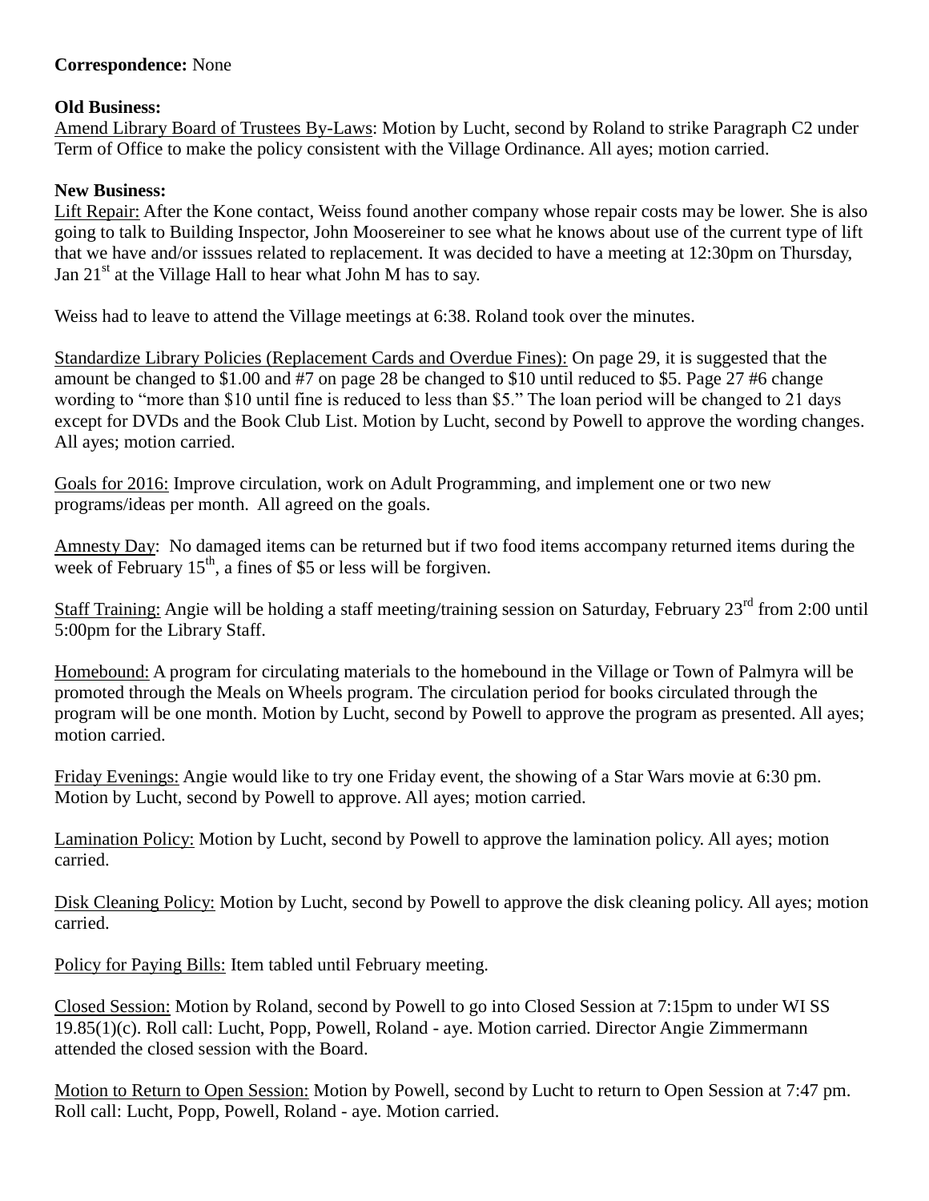**Correspondence:** None

**Old Business:**
Amend Library Board of Trustees By-Laws: Motion by Lucht, second by Roland to strike Paragraph C2 under Term of Office to make the policy consistent with the Village Ordinance. All ayes; motion carried.

**New Business:**
Lift Repair: After the Kone contact, Weiss found another company whose repair costs may be lower. She is also going to talk to Building Inspector, John Moosereiner to see what he knows about use of the current type of lift that we have and/or isssues related to replacement. It was decided to have a meeting at 12:30pm on Thursday, Jan 21st at the Village Hall to hear what John M has to say.

Weiss had to leave to attend the Village meetings at 6:38. Roland took over the minutes.

Standardize Library Policies (Replacement Cards and Overdue Fines): On page 29, it is suggested that the amount be changed to $1.00 and #7 on page 28 be changed to $10 until reduced to $5. Page 27 #6 change wording to "more than $10 until fine is reduced to less than $5." The loan period will be changed to 21 days except for DVDs and the Book Club List. Motion by Lucht, second by Powell to approve the wording changes. All ayes; motion carried.

Goals for 2016: Improve circulation, work on Adult Programming, and implement one or two new programs/ideas per month. All agreed on the goals.

Amnesty Day: No damaged items can be returned but if two food items accompany returned items during the week of February 15th, a fines of $5 or less will be forgiven.

Staff Training: Angie will be holding a staff meeting/training session on Saturday, February 23rd from 2:00 until 5:00pm for the Library Staff.

Homebound: A program for circulating materials to the homebound in the Village or Town of Palmyra will be promoted through the Meals on Wheels program. The circulation period for books circulated through the program will be one month. Motion by Lucht, second by Powell to approve the program as presented. All ayes; motion carried.

Friday Evenings: Angie would like to try one Friday event, the showing of a Star Wars movie at 6:30 pm. Motion by Lucht, second by Powell to approve. All ayes; motion carried.

Lamination Policy: Motion by Lucht, second by Powell to approve the lamination policy. All ayes; motion carried.

Disk Cleaning Policy: Motion by Lucht, second by Powell to approve the disk cleaning policy. All ayes; motion carried.

Policy for Paying Bills: Item tabled until February meeting.

Closed Session: Motion by Roland, second by Powell to go into Closed Session at 7:15pm to under WI SS 19.85(1)(c). Roll call: Lucht, Popp, Powell, Roland - aye. Motion carried. Director Angie Zimmermann attended the closed session with the Board.

Motion to Return to Open Session: Motion by Powell, second by Lucht to return to Open Session at 7:47 pm. Roll call: Lucht, Popp, Powell, Roland - aye. Motion carried.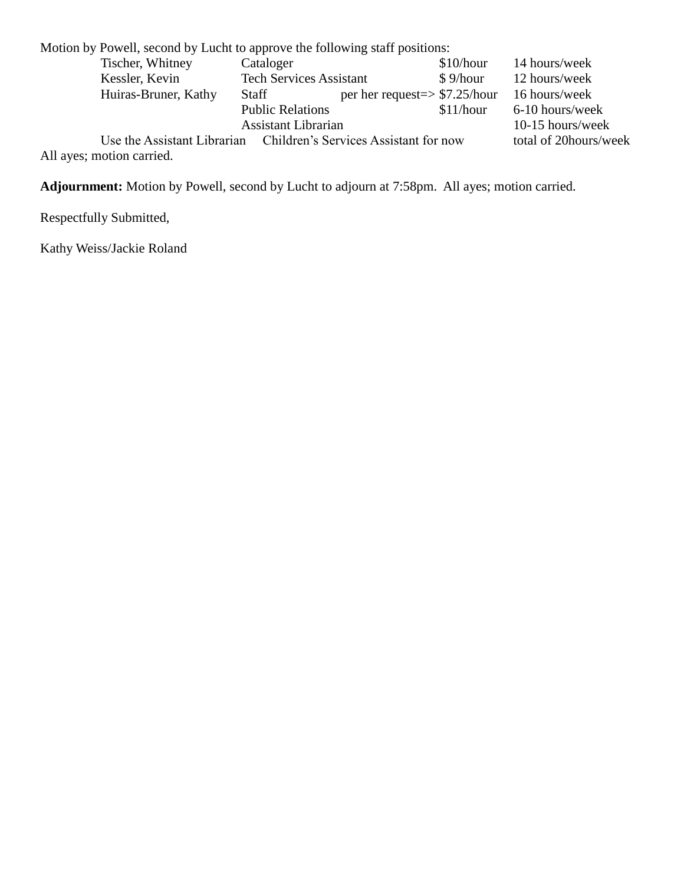Motion by Powell, second by Lucht to approve the following staff positions:

| | | | | |
|---|---|---|---|---|
| Tischer, Whitney | Cataloger | | $10/hour | 14 hours/week |
| Kessler, Kevin | Tech Services Assistant | | $ 9/hour | 12 hours/week |
| Huiras-Bruner, Kathy | Staff | per her request=> | $7.25/hour | 16 hours/week |
| | Public Relations | | $11/hour | 6-10 hours/week |
| | Assistant Librarian | | | 10-15 hours/week |
| Use the Assistant Librarian | Children's Services Assistant for now | | | total of 20hours/week |

All ayes; motion carried.

**Adjournment:** Motion by Powell, second by Lucht to adjourn at 7:58pm. All ayes; motion carried.

Respectfully Submitted,

Kathy Weiss/Jackie Roland